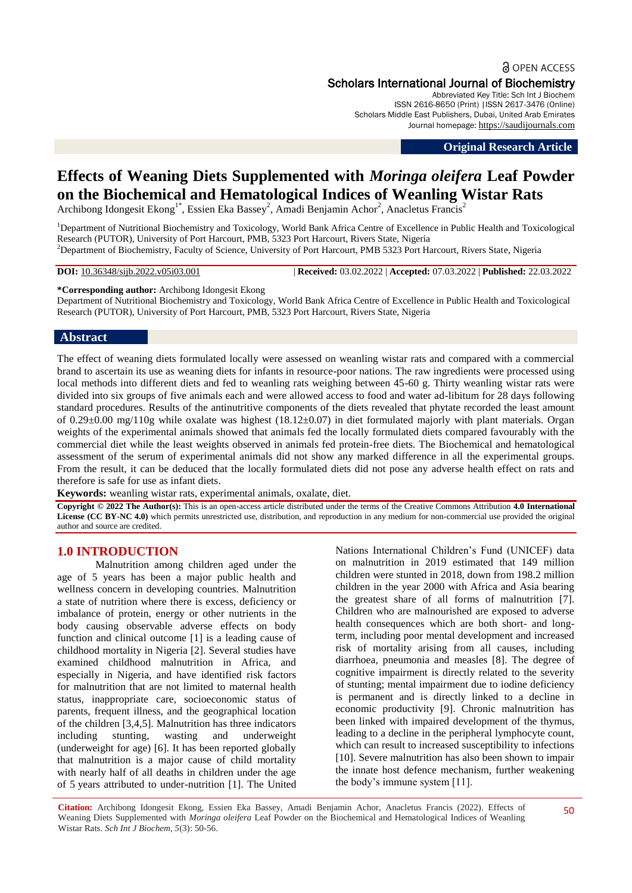Original Research Article

# Effects of Weaning Diets Supplemented with *Moringa oleifera* Leaf Powder on the Biochemical and Hematological Indices of Weanling Wistar Rats

Archibong Idongesit Ekong[1*], Essien Eka Bassey[2], Amadi Benjamin Achor[2], Anacletus Francis[2]

[1]Department of Nutritional Biochemistry and Toxicology, World Bank Africa Centre of Excellence in Public Health and Toxicological Research (PUTOR), University of Port Harcourt, PMB, 5323 Port Harcourt, Rivers State, Nigeria
[2]Department of Biochemistry, Faculty of Science, University of Port Harcourt, PMB 5323 Port Harcourt, Rivers State, Nigeria

**DOI:** 10.36348/sijb.2022.v05i03.001 | **Received:** 03.02.2022 | **Accepted:** 07.03.2022 | **Published:** 22.03.2022

**\*Corresponding author:** Archibong Idongesit Ekong
Department of Nutritional Biochemistry and Toxicology, World Bank Africa Centre of Excellence in Public Health and Toxicological Research (PUTOR), University of Port Harcourt, PMB, 5323 Port Harcourt, Rivers State, Nigeria

## Abstract

The effect of weaning diets formulated locally were assessed on weanling wistar rats and compared with a commercial brand to ascertain its use as weaning diets for infants in resource-poor nations. The raw ingredients were processed using local methods into different diets and fed to weanling rats weighing between 45-60 g. Thirty weanling wistar rats were divided into six groups of five animals each and were allowed access to food and water ad-libitum for 28 days following standard procedures. Results of the antinutritive components of the diets revealed that phytate recorded the least amount of 0.29±0.00 mg/110g while oxalate was highest (18.12±0.07) in diet formulated majorly with plant materials. Organ weights of the experimental animals showed that animals fed the locally formulated diets compared favourably with the commercial diet while the least weights observed in animals fed protein-free diets. The Biochemical and hematological assessment of the serum of experimental animals did not show any marked difference in all the experimental groups. From the result, it can be deduced that the locally formulated diets did not pose any adverse health effect on rats and therefore is safe for use as infant diets.

**Keywords:** weanling wistar rats, experimental animals, oxalate, diet.

**Copyright © 2022 The Author(s):** This is an open-access article distributed under the terms of the Creative Commons Attribution **4.0 International License (CC BY-NC 4.0)** which permits unrestricted use, distribution, and reproduction in any medium for non-commercial use provided the original author and source are credited.

## 1.0 INTRODUCTION

Malnutrition among children aged under the age of 5 years has been a major public health and wellness concern in developing countries. Malnutrition a state of nutrition where there is excess, deficiency or imbalance of protein, energy or other nutrients in the body causing observable adverse effects on body function and clinical outcome [1] is a leading cause of childhood mortality in Nigeria [2]. Several studies have examined childhood malnutrition in Africa, and especially in Nigeria, and have identified risk factors for malnutrition that are not limited to maternal health status, inappropriate care, socioeconomic status of parents, frequent illness, and the geographical location of the children [3,4,5]. Malnutrition has three indicators including stunting, wasting and underweight (underweight for age) [6]. It has been reported globally that malnutrition is a major cause of child mortality with nearly half of all deaths in children under the age of 5 years attributed to under-nutrition [1]. The United Nations International Children's Fund (UNICEF) data on malnutrition in 2019 estimated that 149 million children were stunted in 2018, down from 198.2 million children in the year 2000 with Africa and Asia bearing the greatest share of all forms of malnutrition [7]. Children who are malnourished are exposed to adverse health consequences which are both short- and long-term, including poor mental development and increased risk of mortality arising from all causes, including diarrhoea, pneumonia and measles [8]. The degree of cognitive impairment is directly related to the severity of stunting; mental impairment due to iodine deficiency is permanent and is directly linked to a decline in economic productivity [9]. Chronic malnutrition has been linked with impaired development of the thymus, leading to a decline in the peripheral lymphocyte count, which can result to increased susceptibility to infections [10]. Severe malnutrition has also been shown to impair the innate host defence mechanism, further weakening the body's immune system [11].

**Citation:** Archibong Idongesit Ekong, Essien Eka Bassey, Amadi Benjamin Achor, Anacletus Francis (2022). Effects of Weaning Diets Supplemented with *Moringa oleifera* Leaf Powder on the Biochemical and Hematological Indices of Weanling Wistar Rats. *Sch Int J Biochem*, *5*(3): 50-56.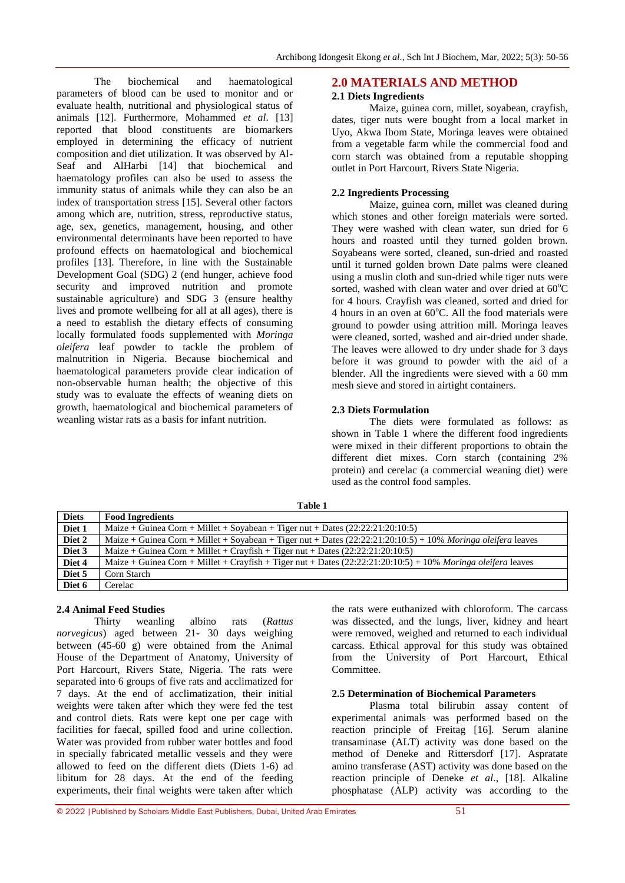The biochemical and haematological parameters of blood can be used to monitor and or evaluate health, nutritional and physiological status of animals [12]. Furthermore, Mohammed *et al*. [13] reported that blood constituents are biomarkers employed in determining the efficacy of nutrient composition and diet utilization. It was observed by Al-Seaf and AlHarbi [14] that biochemical and haematology profiles can also be used to assess the immunity status of animals while they can also be an index of transportation stress [15]. Several other factors among which are, nutrition, stress, reproductive status, age, sex, genetics, management, housing, and other environmental determinants have been reported to have profound effects on haematological and biochemical profiles [13]. Therefore, in line with the Sustainable Development Goal (SDG) 2 (end hunger, achieve food security and improved nutrition and promote sustainable agriculture) and SDG 3 (ensure healthy lives and promote wellbeing for all at all ages), there is a need to establish the dietary effects of consuming locally formulated foods supplemented with *Moringa oleifera* leaf powder to tackle the problem of malnutrition in Nigeria. Because biochemical and haematological parameters provide clear indication of non-observable human health; the objective of this study was to evaluate the effects of weaning diets on growth, haematological and biochemical parameters of weanling wistar rats as a basis for infant nutrition.

## 2.0 MATERIALS AND METHOD

### 2.1 Diets Ingredients

Maize, guinea corn, millet, soyabean, crayfish, dates, tiger nuts were bought from a local market in Uyo, Akwa Ibom State, Moringa leaves were obtained from a vegetable farm while the commercial food and corn starch was obtained from a reputable shopping outlet in Port Harcourt, Rivers State Nigeria.

### 2.2 Ingredients Processing

Maize, guinea corn, millet was cleaned during which stones and other foreign materials were sorted. They were washed with clean water, sun dried for 6 hours and roasted until they turned golden brown. Soyabeans were sorted, cleaned, sun-dried and roasted until it turned golden brown Date palms were cleaned using a muslin cloth and sun-dried while tiger nuts were sorted, washed with clean water and over dried at 60°C for 4 hours. Crayfish was cleaned, sorted and dried for 4 hours in an oven at 60°C. All the food materials were ground to powder using attrition mill. Moringa leaves were cleaned, sorted, washed and air-dried under shade. The leaves were allowed to dry under shade for 3 days before it was ground to powder with the aid of a blender. All the ingredients were sieved with a 60 mm mesh sieve and stored in airtight containers.

### 2.3 Diets Formulation

The diets were formulated as follows: as shown in Table 1 where the different food ingredients were mixed in their different proportions to obtain the different diet mixes. Corn starch (containing 2% protein) and cerelac (a commercial weaning diet) were used as the control food samples.

**Table 1**

| Diets | Food Ingredients |
|---|---|
| **Diet 1** | Maize + Guinea Corn + Millet + Soyabean + Tiger nut + Dates (22:22:21:20:10:5) |
| **Diet 2** | Maize + Guinea Corn + Millet + Soyabean + Tiger nut + Dates (22:22:21:20:10:5) + 10% *Moringa oleifera* leaves |
| **Diet 3** | Maize + Guinea Corn + Millet + Crayfish + Tiger nut + Dates (22:22:21:20:10:5) |
| **Diet 4** | Maize + Guinea Corn + Millet + Crayfish + Tiger nut + Dates (22:22:21:20:10:5) + 10% *Moringa oleifera* leaves |
| **Diet 5** | Corn Starch |
| **Diet 6** | Cerelac |

### 2.4 Animal Feed Studies

Thirty weanling albino rats (*Rattus norvegicus*) aged between 21- 30 days weighing between (45-60 g) were obtained from the Animal House of the Department of Anatomy, University of Port Harcourt, Rivers State, Nigeria. The rats were separated into 6 groups of five rats and acclimatized for 7 days. At the end of acclimatization, their initial weights were taken after which they were fed the test and control diets. Rats were kept one per cage with facilities for faecal, spilled food and urine collection. Water was provided from rubber water bottles and food in specially fabricated metallic vessels and they were allowed to feed on the different diets (Diets 1-6) ad libitum for 28 days. At the end of the feeding experiments, their final weights were taken after which the rats were euthanized with chloroform. The carcass was dissected, and the lungs, liver, kidney and heart were removed, weighed and returned to each individual carcass. Ethical approval for this study was obtained from the University of Port Harcourt, Ethical Committee.

### 2.5 Determination of Biochemical Parameters

Plasma total bilirubin assay content of experimental animals was performed based on the reaction principle of Freitag [16]. Serum alanine transaminase (ALT) activity was done based on the method of Deneke and Rittersdorf [17]. Aspratate amino transferase (AST) activity was done based on the reaction principle of Deneke *et al*., [18]. Alkaline phosphatase (ALP) activity was according to the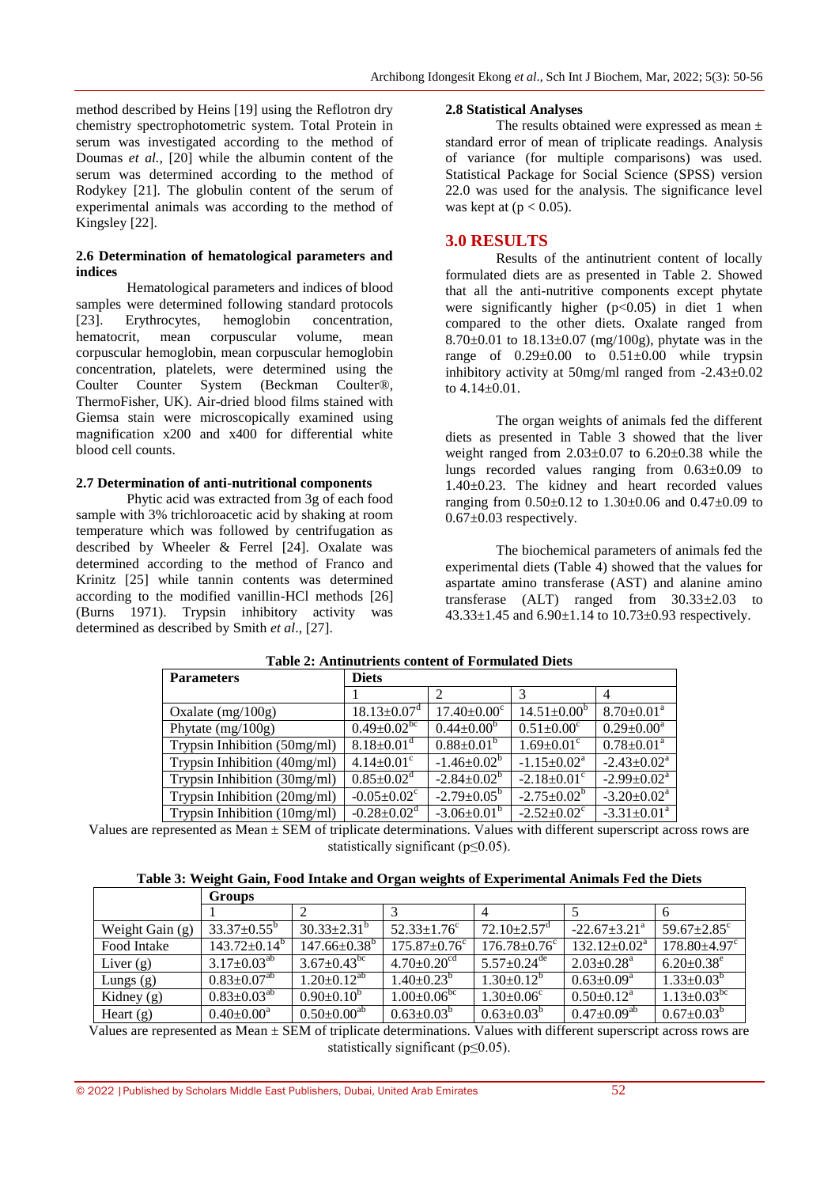method described by Heins [19] using the Reflotron dry chemistry spectrophotometric system. Total Protein in serum was investigated according to the method of Doumas *et al.,* [20] while the albumin content of the serum was determined according to the method of Rodykey [21]. The globulin content of the serum of experimental animals was according to the method of Kingsley [22].

### 2.6 Determination of hematological parameters and indices

Hematological parameters and indices of blood samples were determined following standard protocols [23]. Erythrocytes, hemoglobin concentration, hematocrit, mean corpuscular volume, mean corpuscular hemoglobin, mean corpuscular hemoglobin concentration, platelets, were determined using the Coulter Counter System (Beckman Coulter®, ThermoFisher, UK). Air-dried blood films stained with Giemsa stain were microscopically examined using magnification x200 and x400 for differential white blood cell counts.

### 2.7 Determination of anti-nutritional components

Phytic acid was extracted from 3g of each food sample with 3% trichloroacetic acid by shaking at room temperature which was followed by centrifugation as described by Wheeler & Ferrel [24]. Oxalate was determined according to the method of Franco and Krinitz [25] while tannin contents was determined according to the modified vanillin-HCl methods [26] (Burns 1971). Trypsin inhibitory activity was determined as described by Smith *et al*., [27].

### 2.8 Statistical Analyses

The results obtained were expressed as mean ± standard error of mean of triplicate readings. Analysis of variance (for multiple comparisons) was used. Statistical Package for Social Science (SPSS) version 22.0 was used for the analysis. The significance level was kept at ($p < 0.05$).

## 3.0 RESULTS

Results of the antinutrient content of locally formulated diets are as presented in Table 2. Showed that all the anti-nutritive components except phytate were significantly higher ($p<0.05$) in diet 1 when compared to the other diets. Oxalate ranged from 8.70±0.01 to 18.13±0.07 (mg/100g), phytate was in the range of 0.29±0.00 to 0.51±0.00 while trypsin inhibitory activity at 50mg/ml ranged from -2.43±0.02 to 4.14±0.01.

The organ weights of animals fed the different diets as presented in Table 3 showed that the liver weight ranged from 2.03±0.07 to 6.20±0.38 while the lungs recorded values ranging from 0.63±0.09 to 1.40±0.23. The kidney and heart recorded values ranging from 0.50±0.12 to 1.30±0.06 and 0.47±0.09 to 0.67±0.03 respectively.

The biochemical parameters of animals fed the experimental diets (Table 4) showed that the values for aspartate amino transferase (AST) and alanine amino transferase (ALT) ranged from 30.33±2.03 to 43.33±1.45 and 6.90±1.14 to 10.73±0.93 respectively.

**Table 2: Antinutrients content of Formulated Diets**

| Parameters | Diets | | | |
|---|---|---|---|---|
| | 1 | 2 | 3 | 4 |
| Oxalate (mg/100g) | 18.13±0.07$^{d}$ | 17.40±0.00$^{c}$ | 14.51±0.00$^{b}$ | 8.70±0.01$^{a}$ |
| Phytate (mg/100g) | 0.49±0.02$^{bc}$ | 0.44±0.00$^{b}$ | 0.51±0.00$^{c}$ | 0.29±0.00$^{a}$ |
| Trypsin Inhibition (50mg/ml) | 8.18±0.01$^{d}$ | 0.88±0.01$^{b}$ | 1.69±0.01$^{c}$ | 0.78±0.01$^{a}$ |
| Trypsin Inhibition (40mg/ml) | 4.14±0.01$^{c}$ | -1.46±0.02$^{b}$ | -1.15±0.02$^{a}$ | -2.43±0.02$^{a}$ |
| Trypsin Inhibition (30mg/ml) | 0.85±0.02$^{d}$ | -2.84±0.02$^{b}$ | -2.18±0.01$^{c}$ | -2.99±0.02$^{a}$ |
| Trypsin Inhibition (20mg/ml) | -0.05±0.02$^{c}$ | -2.79±0.05$^{b}$ | -2.75±0.02$^{b}$ | -3.20±0.02$^{a}$ |
| Trypsin Inhibition (10mg/ml) | -0.28±0.02$^{d}$ | -3.06±0.01$^{b}$ | -2.52±0.02$^{c}$ | -3.31±0.01$^{a}$ |

Values are represented as Mean ± SEM of triplicate determinations. Values with different superscript across rows are statistically significant ($p \leq 0.05$).

**Table 3: Weight Gain, Food Intake and Organ weights of Experimental Animals Fed the Diets**

| | Groups | | | | | |
|---|---|---|---|---|---|---|
| | 1 | 2 | 3 | 4 | 5 | 6 |
| Weight Gain (g) | 33.37±0.55$^{b}$ | 30.33±2.31$^{b}$ | 52.33±1.76$^{c}$ | 72.10±2.57$^{d}$ | -22.67±3.21$^{a}$ | 59.67±2.85$^{c}$ |
| Food Intake | 143.72±0.14$^{b}$ | 147.66±0.38$^{b}$ | 175.87±0.76$^{c}$ | 176.78±0.76$^{c}$ | 132.12±0.02$^{a}$ | 178.80±4.97$^{c}$ |
| Liver (g) | 3.17±0.03$^{ab}$ | 3.67±0.43$^{bc}$ | 4.70±0.20$^{cd}$ | 5.57±0.24$^{de}$ | 2.03±0.28$^{a}$ | 6.20±0.38$^{e}$ |
| Lungs (g) | 0.83±0.07$^{ab}$ | 1.20±0.12$^{ab}$ | 1.40±0.23$^{b}$ | 1.30±0.12$^{b}$ | 0.63±0.09$^{a}$ | 1.33±0.03$^{b}$ |
| Kidney (g) | 0.83±0.03$^{ab}$ | 0.90±0.10$^{b}$ | 1.00±0.06$^{bc}$ | 1.30±0.06$^{c}$ | 0.50±0.12$^{a}$ | 1.13±0.03$^{bc}$ |
| Heart (g) | 0.40±0.00$^{a}$ | 0.50±0.00$^{ab}$ | 0.63±0.03$^{b}$ | 0.63±0.03$^{b}$ | 0.47±0.09$^{ab}$ | 0.67±0.03$^{b}$ |

Values are represented as Mean ± SEM of triplicate determinations. Values with different superscript across rows are statistically significant ($p \leq 0.05$).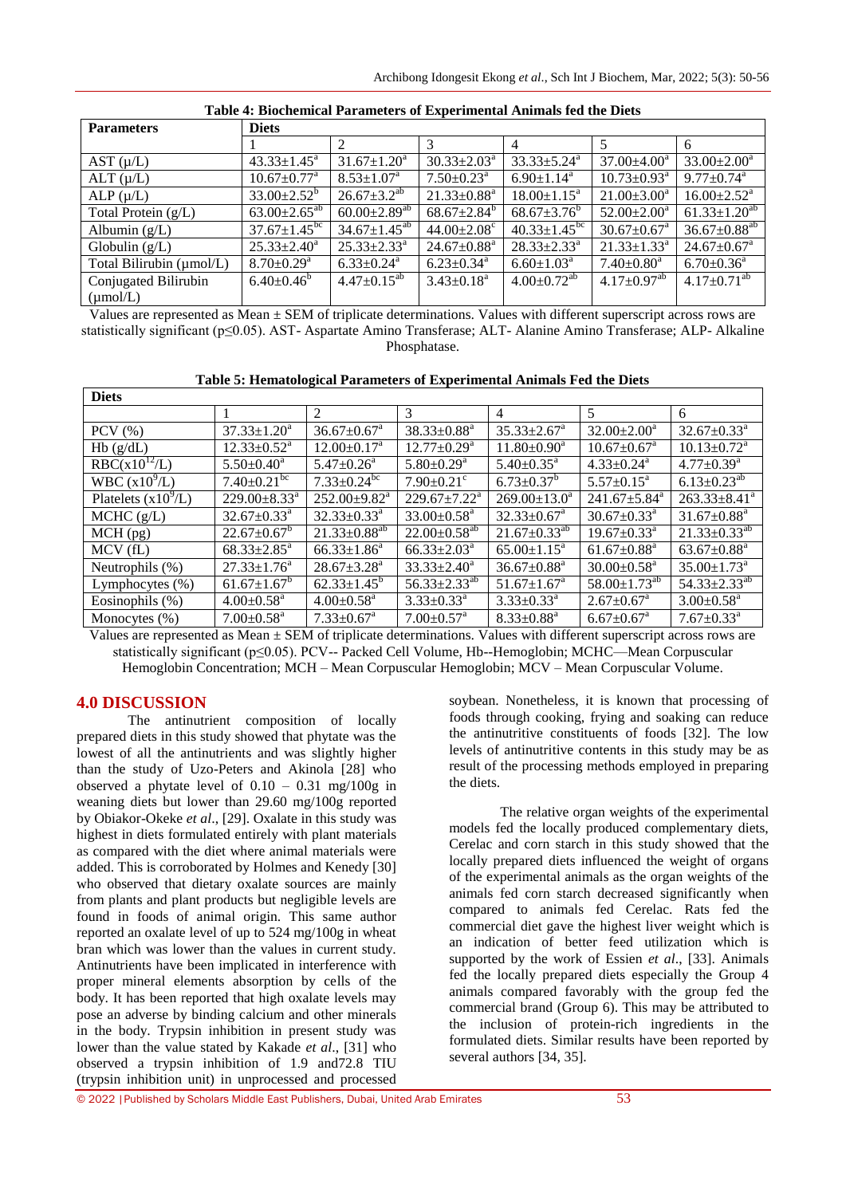**Table 4: Biochemical Parameters of Experimental Animals fed the Diets**

| Parameters | Diets | | | | | |
|---|---|---|---|---|---|---|
| | 1 | 2 | 3 | 4 | 5 | 6 |
| AST (μ/L) | 43.33±1.45$^{a}$ | 31.67±1.20$^{a}$ | 30.33±2.03$^{a}$ | 33.33±5.24$^{a}$ | 37.00±4.00$^{a}$ | 33.00±2.00$^{a}$ |
| ALT (μ/L) | 10.67±0.77$^{a}$ | 8.53±1.07$^{a}$ | 7.50±0.23$^{a}$ | 6.90±1.14$^{a}$ | 10.73±0.93$^{a}$ | 9.77±0.74$^{a}$ |
| ALP (μ/L) | 33.00±2.52$^{b}$ | 26.67±3.2$^{ab}$ | 21.33±0.88$^{a}$ | 18.00±1.15$^{a}$ | 21.00±3.00$^{a}$ | 16.00±2.52$^{a}$ |
| Total Protein (g/L) | 63.00±2.65$^{ab}$ | 60.00±2.89$^{ab}$ | 68.67±2.84$^{b}$ | 68.67±3.76$^{b}$ | 52.00±2.00$^{a}$ | 61.33±1.20$^{ab}$ |
| Albumin (g/L) | 37.67±1.45$^{bc}$ | 34.67±1.45$^{ab}$ | 44.00±2.08$^{c}$ | 40.33±1.45$^{bc}$ | 30.67±0.67$^{a}$ | 36.67±0.88$^{ab}$ |
| Globulin (g/L) | 25.33±2.40$^{a}$ | 25.33±2.33$^{a}$ | 24.67±0.88$^{a}$ | 28.33±2.33$^{a}$ | 21.33±1.33$^{a}$ | 24.67±0.67$^{a}$ |
| Total Bilirubin (μmol/L) | 8.70±0.29$^{a}$ | 6.33±0.24$^{a}$ | 6.23±0.34$^{a}$ | 6.60±1.03$^{a}$ | 7.40±0.80$^{a}$ | 6.70±0.36$^{a}$ |
| Conjugated Bilirubin (μmol/L) | 6.40±0.46$^{b}$ | 4.47±0.15$^{ab}$ | 3.43±0.18$^{a}$ | 4.00±0.72$^{ab}$ | 4.17±0.97$^{ab}$ | 4.17±0.71$^{ab}$ |

Values are represented as Mean ± SEM of triplicate determinations. Values with different superscript across rows are statistically significant (p≤0.05). AST- Aspartate Amino Transferase; ALT- Alanine Amino Transferase; ALP- Alkaline Phosphatase.

**Table 5: Hematological Parameters of Experimental Animals Fed the Diets**

| Diets | | | | | | |
|---|---|---|---|---|---|---|
| | 1 | 2 | 3 | 4 | 5 | 6 |
| PCV (%) | 37.33±1.20$^{a}$ | 36.67±0.67$^{a}$ | 38.33±0.88$^{a}$ | 35.33±2.67$^{a}$ | 32.00±2.00$^{a}$ | 32.67±0.33$^{a}$ |
| Hb (g/dL) | 12.33±0.52$^{a}$ | 12.00±0.17$^{a}$ | 12.77±0.29$^{a}$ | 11.80±0.90$^{a}$ | 10.67±0.67$^{a}$ | 10.13±0.72$^{a}$ |
| RBC($x10^{12}$/L) | 5.50±0.40$^{a}$ | 5.47±0.26$^{a}$ | 5.80±0.29$^{a}$ | 5.40±0.35$^{a}$ | 4.33±0.24$^{a}$ | 4.77±0.39$^{a}$ |
| WBC ($x10^{9}$/L) | 7.40±0.21$^{bc}$ | 7.33±0.24$^{bc}$ | 7.90±0.21$^{c}$ | 6.73±0.37$^{b}$ | 5.57±0.15$^{a}$ | 6.13±0.23$^{ab}$ |
| Platelets ($x10^{9}$/L) | 229.00±8.33$^{a}$ | 252.00±9.82$^{a}$ | 229.67±7.22$^{a}$ | 269.00±13.0$^{a}$ | 241.67±5.84$^{a}$ | 263.33±8.41$^{a}$ |
| MCHC (g/L) | 32.67±0.33$^{a}$ | 32.33±0.33$^{a}$ | 33.00±0.58$^{a}$ | 32.33±0.67$^{a}$ | 30.67±0.33$^{a}$ | 31.67±0.88$^{a}$ |
| MCH (pg) | 22.67±0.67$^{b}$ | 21.33±0.88$^{ab}$ | 22.00±0.58$^{ab}$ | 21.67±0.33$^{ab}$ | 19.67±0.33$^{a}$ | 21.33±0.33$^{ab}$ |
| MCV (fL) | 68.33±2.85$^{a}$ | 66.33±1.86$^{a}$ | 66.33±2.03$^{a}$ | 65.00±1.15$^{a}$ | 61.67±0.88$^{a}$ | 63.67±0.88$^{a}$ |
| Neutrophils (%) | 27.33±1.76$^{a}$ | 28.67±3.28$^{a}$ | 33.33±2.40$^{a}$ | 36.67±0.88$^{a}$ | 30.00±0.58$^{a}$ | 35.00±1.73$^{a}$ |
| Lymphocytes (%) | 61.67±1.67$^{b}$ | 62.33±1.45$^{b}$ | 56.33±2.33$^{ab}$ | 51.67±1.67$^{a}$ | 58.00±1.73$^{ab}$ | 54.33±2.33$^{ab}$ |
| Eosinophils (%) | 4.00±0.58$^{a}$ | 4.00±0.58$^{a}$ | 3.33±0.33$^{a}$ | 3.33±0.33$^{a}$ | 2.67±0.67$^{a}$ | 3.00±0.58$^{a}$ |
| Monocytes (%) | 7.00±0.58$^{a}$ | 7.33±0.67$^{a}$ | 7.00±0.57$^{a}$ | 8.33±0.88$^{a}$ | 6.67±0.67$^{a}$ | 7.67±0.33$^{a}$ |

Values are represented as Mean ± SEM of triplicate determinations. Values with different superscript across rows are statistically significant (p≤0.05). PCV-- Packed Cell Volume, Hb--Hemoglobin; MCHC—Mean Corpuscular Hemoglobin Concentration; MCH – Mean Corpuscular Hemoglobin; MCV – Mean Corpuscular Volume.

## 4.0 DISCUSSION

The antinutrient composition of locally prepared diets in this study showed that phytate was the lowest of all the antinutrients and was slightly higher than the study of Uzo-Peters and Akinola [28] who observed a phytate level of 0.10 – 0.31 mg/100g in weaning diets but lower than 29.60 mg/100g reported by Obiakor-Okeke *et al*., [29]. Oxalate in this study was highest in diets formulated entirely with plant materials as compared with the diet where animal materials were added. This is corroborated by Holmes and Kenedy [30] who observed that dietary oxalate sources are mainly from plants and plant products but negligible levels are found in foods of animal origin. This same author reported an oxalate level of up to 524 mg/100g in wheat bran which was lower than the values in current study. Antinutrients have been implicated in interference with proper mineral elements absorption by cells of the body. It has been reported that high oxalate levels may pose an adverse by binding calcium and other minerals in the body. Trypsin inhibition in present study was lower than the value stated by Kakade *et al*., [31] who observed a trypsin inhibition of 1.9 and72.8 TIU (trypsin inhibition unit) in unprocessed and processed soybean. Nonetheless, it is known that processing of foods through cooking, frying and soaking can reduce the antinutritive constituents of foods [32]. The low levels of antinutritive contents in this study may be as result of the processing methods employed in preparing the diets.

The relative organ weights of the experimental models fed the locally produced complementary diets, Cerelac and corn starch in this study showed that the locally prepared diets influenced the weight of organs of the experimental animals as the organ weights of the animals fed corn starch decreased significantly when compared to animals fed Cerelac. Rats fed the commercial diet gave the highest liver weight which is an indication of better feed utilization which is supported by the work of Essien *et al*., [33]. Animals fed the locally prepared diets especially the Group 4 animals compared favorably with the group fed the commercial brand (Group 6). This may be attributed to the inclusion of protein-rich ingredients in the formulated diets. Similar results have been reported by several authors [34, 35].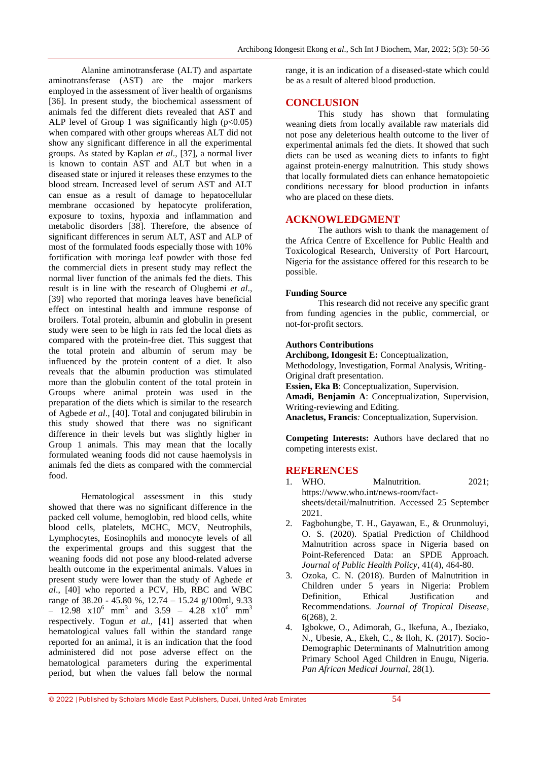Alanine aminotransferase (ALT) and aspartate aminotransferase (AST) are the major markers employed in the assessment of liver health of organisms [36]. In present study, the biochemical assessment of animals fed the different diets revealed that AST and ALP level of Group 1 was significantly high ($p<0.05$) when compared with other groups whereas ALT did not show any significant difference in all the experimental groups. As stated by Kaplan *et al*., [37], a normal liver is known to contain AST and ALT but when in a diseased state or injured it releases these enzymes to the blood stream. Increased level of serum AST and ALT can ensue as a result of damage to hepatocellular membrane occasioned by hepatocyte proliferation, exposure to toxins, hypoxia and inflammation and metabolic disorders [38]. Therefore, the absence of significant differences in serum ALT, AST and ALP of most of the formulated foods especially those with 10% fortification with moringa leaf powder with those fed the commercial diets in present study may reflect the normal liver function of the animals fed the diets. This result is in line with the research of Olugbemi *et al*., [39] who reported that moringa leaves have beneficial effect on intestinal health and immune response of broilers. Total protein, albumin and globulin in present study were seen to be high in rats fed the local diets as compared with the protein-free diet. This suggest that the total protein and albumin of serum may be influenced by the protein content of a diet. It also reveals that the albumin production was stimulated more than the globulin content of the total protein in Groups where animal protein was used in the preparation of the diets which is similar to the research of Agbede *et al*., [40]. Total and conjugated bilirubin in this study showed that there was no significant difference in their levels but was slightly higher in Group 1 animals. This may mean that the locally formulated weaning foods did not cause haemolysis in animals fed the diets as compared with the commercial food.

Hematological assessment in this study showed that there was no significant difference in the packed cell volume, hemoglobin, red blood cells, white blood cells, platelets, MCHC, MCV, Neutrophils, Lymphocytes, Eosinophils and monocyte levels of all the experimental groups and this suggest that the weaning foods did not pose any blood-related adverse health outcome in the experimental animals. Values in present study were lower than the study of Agbede *et al*., [40] who reported a PCV, Hb, RBC and WBC range of 38.20 - 45.80 %, 12.74 – 15.24 g/100ml, 9.33 – 12.98 $x10^6$ $mm^3$ and 3.59 – 4.28 $x10^6$ $mm^3$ respectively. Togun *et al.*, [41] asserted that when hematological values fall within the standard range reported for an animal, it is an indication that the food administered did not pose adverse effect on the hematological parameters during the experimental period, but when the values fall below the normal range, it is an indication of a diseased-state which could be as a result of altered blood production.

## CONCLUSION

This study has shown that formulating weaning diets from locally available raw materials did not pose any deleterious health outcome to the liver of experimental animals fed the diets. It showed that such diets can be used as weaning diets to infants to fight against protein-energy malnutrition. This study shows that locally formulated diets can enhance hematopoietic conditions necessary for blood production in infants who are placed on these diets.

## ACKNOWLEDGMENT

The authors wish to thank the management of the Africa Centre of Excellence for Public Health and Toxicological Research, University of Port Harcourt, Nigeria for the assistance offered for this research to be possible.

**Funding Source**

This research did not receive any specific grant from funding agencies in the public, commercial, or not-for-profit sectors.

**Authors Contributions**

**Archibong, Idongesit E:** Conceptualization, Methodology, Investigation, Formal Analysis, Writing-Original draft presentation.
**Essien, Eka B**: Conceptualization, Supervision.
**Amadi, Benjamin A**: Conceptualization, Supervision, Writing-reviewing and Editing.
**Anacletus, Francis***:* Conceptualization, Supervision.

**Competing Interests:** Authors have declared that no competing interests exist.

## REFERENCES

1. WHO. Malnutrition. 2021; https://www.who.int/news-room/fact-sheets/detail/malnutrition. Accessed 25 September 2021.
2. Fagbohungbe, T. H., Gayawan, E., & Orunmoluyi, O. S. (2020). Spatial Prediction of Childhood Malnutrition across space in Nigeria based on Point-Referenced Data: an SPDE Approach. *Journal of Public Health Policy*, 41(4), 464-80.
3. Ozoka, C. N. (2018). Burden of Malnutrition in Children under 5 years in Nigeria: Problem Definition, Ethical Justification and Recommendations. *Journal of Tropical Disease*, 6(268), 2.
4. Igbokwe, O., Adimorah, G., Ikefuna, A., Ibeziako, N., Ubesie, A., Ekeh, C., & Iloh, K. (2017). Socio-Demographic Determinants of Malnutrition among Primary School Aged Children in Enugu, Nigeria. *Pan African Medical Journal,* 28(1).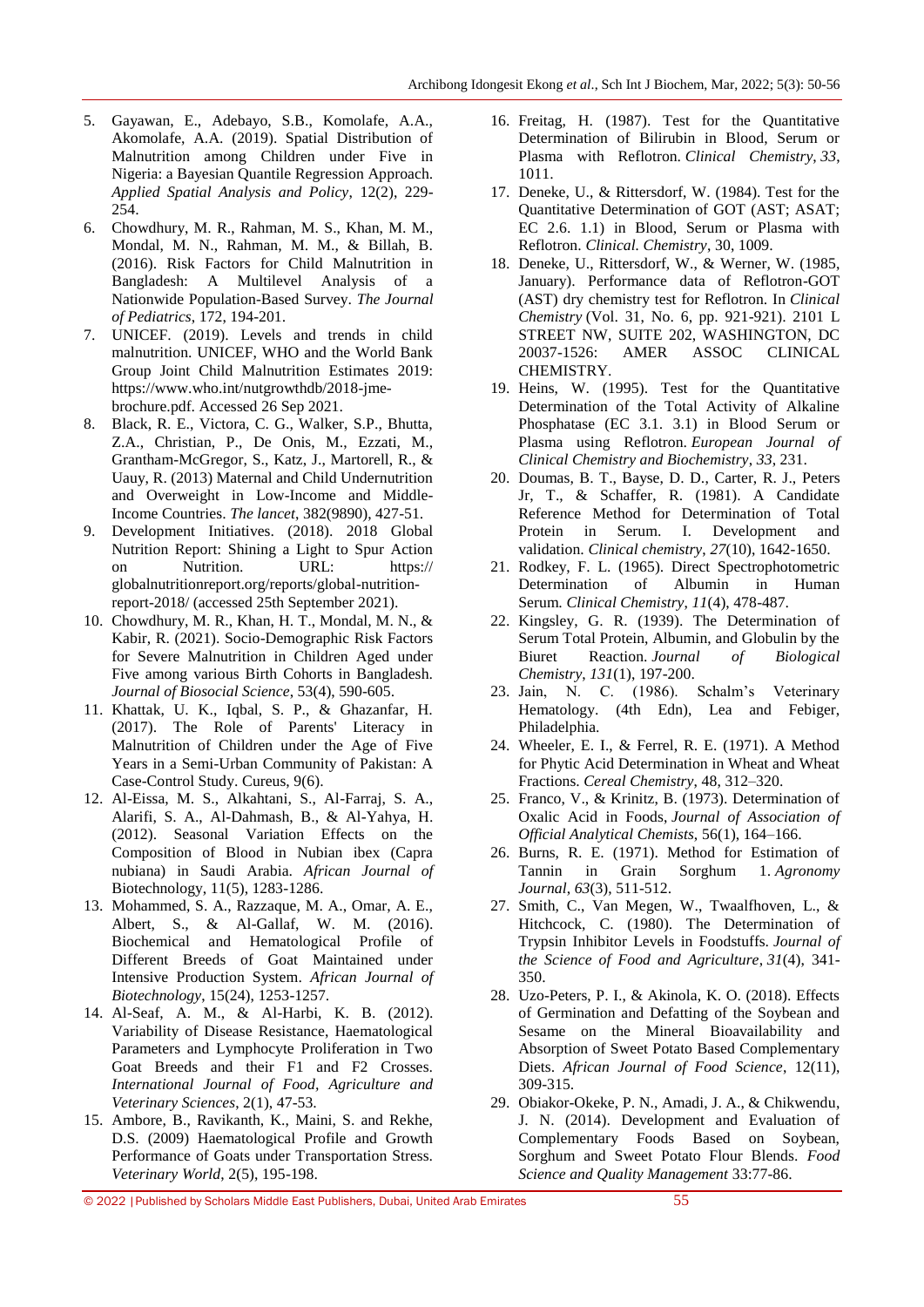5. Gayawan, E., Adebayo, S.B., Komolafe, A.A., Akomolafe, A.A. (2019). Spatial Distribution of Malnutrition among Children under Five in Nigeria: a Bayesian Quantile Regression Approach. *Applied Spatial Analysis and Policy*, 12(2), 229-254.
6. Chowdhury, M. R., Rahman, M. S., Khan, M. M., Mondal, M. N., Rahman, M. M., & Billah, B. (2016). Risk Factors for Child Malnutrition in Bangladesh: A Multilevel Analysis of a Nationwide Population-Based Survey. *The Journal of Pediatrics*, 172, 194-201.
7. UNICEF. (2019). Levels and trends in child malnutrition. UNICEF, WHO and the World Bank Group Joint Child Malnutrition Estimates 2019: https://www.who.int/nutgrowthdb/2018-jme-brochure.pdf. Accessed 26 Sep 2021.
8. Black, R. E., Victora, C. G., Walker, S.P., Bhutta, Z.A., Christian, P., De Onis, M., Ezzati, M., Grantham-McGregor, S., Katz, J., Martorell, R., & Uauy, R. (2013) Maternal and Child Undernutrition and Overweight in Low-Income and Middle-Income Countries. *The lancet*, 382(9890), 427-51.
9. Development Initiatives. (2018). 2018 Global Nutrition Report: Shining a Light to Spur Action on Nutrition. URL: https:// globalnutritionreport.org/reports/global-nutrition-report-2018/ (accessed 25th September 2021).
10. Chowdhury, M. R., Khan, H. T., Mondal, M. N., & Kabir, R. (2021). Socio-Demographic Risk Factors for Severe Malnutrition in Children Aged under Five among various Birth Cohorts in Bangladesh. *Journal of Biosocial Science*, 53(4), 590-605.
11. Khattak, U. K., Iqbal, S. P., & Ghazanfar, H. (2017). The Role of Parents' Literacy in Malnutrition of Children under the Age of Five Years in a Semi-Urban Community of Pakistan: A Case-Control Study. Cureus, 9(6).
12. Al-Eissa, M. S., Alkahtani, S., Al-Farraj, S. A., Alarifi, S. A., Al-Dahmash, B., & Al-Yahya, H. (2012). Seasonal Variation Effects on the Composition of Blood in Nubian ibex (Capra nubiana) in Saudi Arabia. *African Journal of* Biotechnology, 11(5), 1283-1286.
13. Mohammed, S. A., Razzaque, M. A., Omar, A. E., Albert, S., & Al-Gallaf, W. M. (2016). Biochemical and Hematological Profile of Different Breeds of Goat Maintained under Intensive Production System. *African Journal of Biotechnology*, 15(24), 1253-1257.
14. Al-Seaf, A. M., & Al-Harbi, K. B. (2012). Variability of Disease Resistance, Haematological Parameters and Lymphocyte Proliferation in Two Goat Breeds and their F1 and F2 Crosses. *International Journal of Food, Agriculture and Veterinary Sciences*, 2(1), 47-53.
15. Ambore, B., Ravikanth, K., Maini, S. and Rekhe, D.S. (2009) Haematological Profile and Growth Performance of Goats under Transportation Stress. *Veterinary World*, 2(5), 195-198.
16. Freitag, H. (1987). Test for the Quantitative Determination of Bilirubin in Blood, Serum or Plasma with Reflotron. *Clinical Chemistry*, *33*, 1011.
17. Deneke, U., & Rittersdorf, W. (1984). Test for the Quantitative Determination of GOT (AST; ASAT; EC 2.6. 1.1) in Blood, Serum or Plasma with Reflotron. *Clinical. Chemistry*, 30, 1009.
18. Deneke, U., Rittersdorf, W., & Werner, W. (1985, January). Performance data of Reflotron-GOT (AST) dry chemistry test for Reflotron. In *Clinical Chemistry* (Vol. 31, No. 6, pp. 921-921). 2101 L STREET NW, SUITE 202, WASHINGTON, DC 20037-1526: AMER ASSOC CLINICAL CHEMISTRY.
19. Heins, W. (1995). Test for the Quantitative Determination of the Total Activity of Alkaline Phosphatase (EC 3.1. 3.1) in Blood Serum or Plasma using Reflotron. *European Journal of Clinical Chemistry and Biochemistry*, *33*, 231.
20. Doumas, B. T., Bayse, D. D., Carter, R. J., Peters Jr, T., & Schaffer, R. (1981). A Candidate Reference Method for Determination of Total Protein in Serum. I. Development and validation. *Clinical chemistry*, *27*(10), 1642-1650.
21. Rodkey, F. L. (1965). Direct Spectrophotometric Determination of Albumin in Human Serum. *Clinical Chemistry*, *11*(4), 478-487.
22. Kingsley, G. R. (1939). The Determination of Serum Total Protein, Albumin, and Globulin by the Biuret Reaction. *Journal of Biological Chemistry*, *131*(1), 197-200.
23. Jain, N. C. (1986). Schalm's Veterinary Hematology. (4th Edn), Lea and Febiger, Philadelphia.
24. Wheeler, E. I., & Ferrel, R. E. (1971). A Method for Phytic Acid Determination in Wheat and Wheat Fractions. *Cereal Chemistry*, 48, 312–320.
25. Franco, V., & Krinitz, B. (1973). Determination of Oxalic Acid in Foods, *Journal of Association of Official Analytical Chemists*, 56(1), 164–166.
26. Burns, R. E. (1971). Method for Estimation of Tannin in Grain Sorghum 1. *Agronomy Journal*, *63*(3), 511-512.
27. Smith, C., Van Megen, W., Twaalfhoven, L., & Hitchcock, C. (1980). The Determination of Trypsin Inhibitor Levels in Foodstuffs. *Journal of the Science of Food and Agriculture*, *31*(4), 341-350.
28. Uzo-Peters, P. I., & Akinola, K. O. (2018). Effects of Germination and Defatting of the Soybean and Sesame on the Mineral Bioavailability and Absorption of Sweet Potato Based Complementary Diets. *African Journal of Food Science*, 12(11), 309-315.
29. Obiakor-Okeke, P. N., Amadi, J. A., & Chikwendu, J. N. (2014). Development and Evaluation of Complementary Foods Based on Soybean, Sorghum and Sweet Potato Flour Blends. *Food Science and Quality Management* 33:77-86.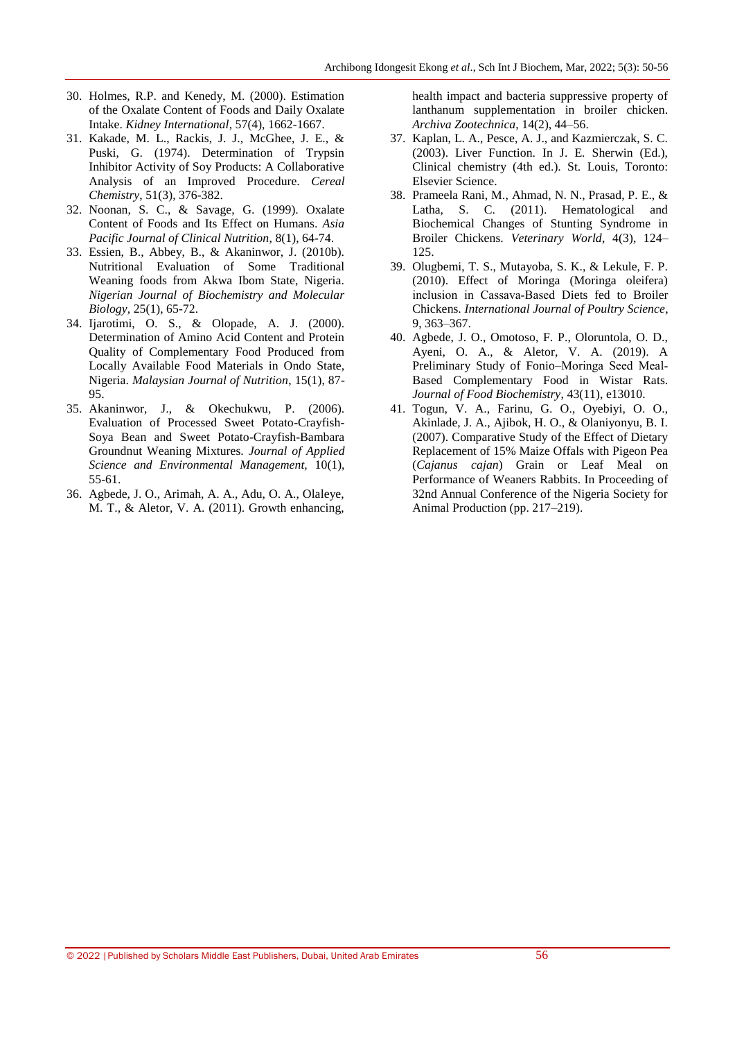30. Holmes, R.P. and Kenedy, M. (2000). Estimation of the Oxalate Content of Foods and Daily Oxalate Intake. *Kidney International*, 57(4), 1662-1667.
31. Kakade, M. L., Rackis, J. J., McGhee, J. E., & Puski, G. (1974). Determination of Trypsin Inhibitor Activity of Soy Products: A Collaborative Analysis of an Improved Procedure. *Cereal Chemistry*, 51(3), 376-382.
32. Noonan, S. C., & Savage, G. (1999). Oxalate Content of Foods and Its Effect on Humans. *Asia Pacific Journal of Clinical Nutrition*, 8(1), 64-74.
33. Essien, B., Abbey, B., & Akaninwor, J. (2010b). Nutritional Evaluation of Some Traditional Weaning foods from Akwa Ibom State, Nigeria. *Nigerian Journal of Biochemistry and Molecular Biology*, 25(1), 65-72.
34. Ijarotimi, O. S., & Olopade, A. J. (2000). Determination of Amino Acid Content and Protein Quality of Complementary Food Produced from Locally Available Food Materials in Ondo State, Nigeria. *Malaysian Journal of Nutrition*, 15(1), 87-95.
35. Akaninwor, J., & Okechukwu, P. (2006). Evaluation of Processed Sweet Potato-Crayfish-Soya Bean and Sweet Potato-Crayfish-Bambara Groundnut Weaning Mixtures. *Journal of Applied Science and Environmental Management,* 10(1), 55-61.
36. Agbede, J. O., Arimah, A. A., Adu, O. A., Olaleye, M. T., & Aletor, V. A. (2011). Growth enhancing, health impact and bacteria suppressive property of lanthanum supplementation in broiler chicken. *Archiva Zootechnica*, 14(2), 44–56.
37. Kaplan, L. A., Pesce, A. J., and Kazmierczak, S. C. (2003). Liver Function. In J. E. Sherwin (Ed.), Clinical chemistry (4th ed.). St. Louis, Toronto: Elsevier Science.
38. Prameela Rani, M., Ahmad, N. N., Prasad, P. E., & Latha, S. C. (2011). Hematological and Biochemical Changes of Stunting Syndrome in Broiler Chickens. *Veterinary World*, 4(3), 124–125.
39. Olugbemi, T. S., Mutayoba, S. K., & Lekule, F. P. (2010). Effect of Moringa (Moringa oleifera) inclusion in Cassava-Based Diets fed to Broiler Chickens. *International Journal of Poultry Science*, 9, 363–367.
40. Agbede, J. O., Omotoso, F. P., Oloruntola, O. D., Ayeni, O. A., & Aletor, V. A. (2019). A Preliminary Study of Fonio–Moringa Seed Meal-Based Complementary Food in Wistar Rats. *Journal of Food Biochemistry*, 43(11), e13010.
41. Togun, V. A., Farinu, G. O., Oyebiyi, O. O., Akinlade, J. A., Ajibok, H. O., & Olaniyonyu, B. I. (2007). Comparative Study of the Effect of Dietary Replacement of 15% Maize Offals with Pigeon Pea (*Cajanus cajan*) Grain or Leaf Meal on Performance of Weaners Rabbits. In Proceeding of 32nd Annual Conference of the Nigeria Society for Animal Production (pp. 217–219).